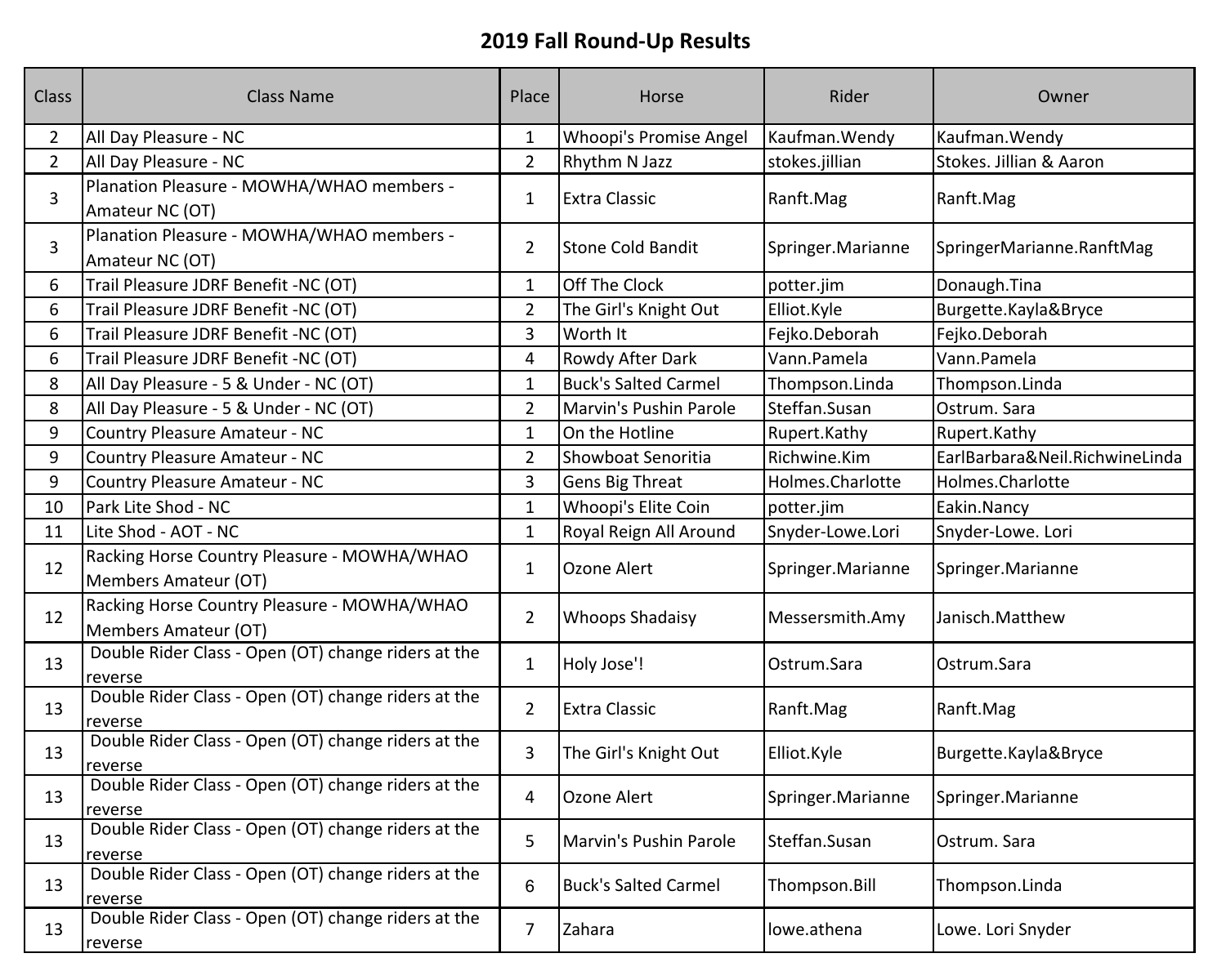# 2019 Fall Round-Up Results

| Class | Class Name | Place | Horse | Rider | Owner |
|---|---|---|---|---|---|
| 2 | All Day Pleasure - NC | 1 | Whoopi's Promise Angel | Kaufman.Wendy | Kaufman.Wendy |
| 2 | All Day Pleasure - NC | 2 | Rhythm N Jazz | stokes.jillian | Stokes. Jillian & Aaron |
| 3 | Planation Pleasure - MOWHA/WHAO members - Amateur NC (OT) | 1 | Extra Classic | Ranft.Mag | Ranft.Mag |
| 3 | Planation Pleasure - MOWHA/WHAO members - Amateur NC (OT) | 2 | Stone Cold Bandit | Springer.Marianne | SpringerMarianne.RanftMag |
| 6 | Trail Pleasure JDRF Benefit -NC (OT) | 1 | Off The Clock | potter.jim | Donaugh.Tina |
| 6 | Trail Pleasure JDRF Benefit -NC (OT) | 2 | The Girl's Knight Out | Elliot.Kyle | Burgette.Kayla&Bryce |
| 6 | Trail Pleasure JDRF Benefit -NC (OT) | 3 | Worth It | Fejko.Deborah | Fejko.Deborah |
| 6 | Trail Pleasure JDRF Benefit -NC (OT) | 4 | Rowdy After Dark | Vann.Pamela | Vann.Pamela |
| 8 | All Day Pleasure - 5 & Under - NC (OT) | 1 | Buck's Salted Carmel | Thompson.Linda | Thompson.Linda |
| 8 | All Day Pleasure - 5 & Under - NC (OT) | 2 | Marvin's Pushin Parole | Steffan.Susan | Ostrum. Sara |
| 9 | Country Pleasure Amateur - NC | 1 | On the Hotline | Rupert.Kathy | Rupert.Kathy |
| 9 | Country Pleasure Amateur - NC | 2 | Showboat Senoritia | Richwine.Kim | EarlBarbara&Neil.RichwineLinda |
| 9 | Country Pleasure Amateur - NC | 3 | Gens Big Threat | Holmes.Charlotte | Holmes.Charlotte |
| 10 | Park Lite Shod - NC | 1 | Whoopi's Elite Coin | potter.jim | Eakin.Nancy |
| 11 | Lite Shod - AOT - NC | 1 | Royal Reign All Around | Snyder-Lowe.Lori | Snyder-Lowe. Lori |
| 12 | Racking Horse Country Pleasure - MOWHA/WHAO Members Amateur (OT) | 1 | Ozone Alert | Springer.Marianne | Springer.Marianne |
| 12 | Racking Horse Country Pleasure - MOWHA/WHAO Members Amateur (OT) | 2 | Whoops Shadaisy | Messersmith.Amy | Janisch.Matthew |
| 13 | Double Rider Class - Open (OT) change riders at the reverse | 1 | Holy Jose'! | Ostrum.Sara | Ostrum.Sara |
| 13 | Double Rider Class - Open (OT) change riders at the reverse | 2 | Extra Classic | Ranft.Mag | Ranft.Mag |
| 13 | Double Rider Class - Open (OT) change riders at the reverse | 3 | The Girl's Knight Out | Elliot.Kyle | Burgette.Kayla&Bryce |
| 13 | Double Rider Class - Open (OT) change riders at the reverse | 4 | Ozone Alert | Springer.Marianne | Springer.Marianne |
| 13 | Double Rider Class - Open (OT) change riders at the reverse | 5 | Marvin's Pushin Parole | Steffan.Susan | Ostrum. Sara |
| 13 | Double Rider Class - Open (OT) change riders at the reverse | 6 | Buck's Salted Carmel | Thompson.Bill | Thompson.Linda |
| 13 | Double Rider Class - Open (OT) change riders at the reverse | 7 | Zahara | lowe.athena | Lowe. Lori Snyder |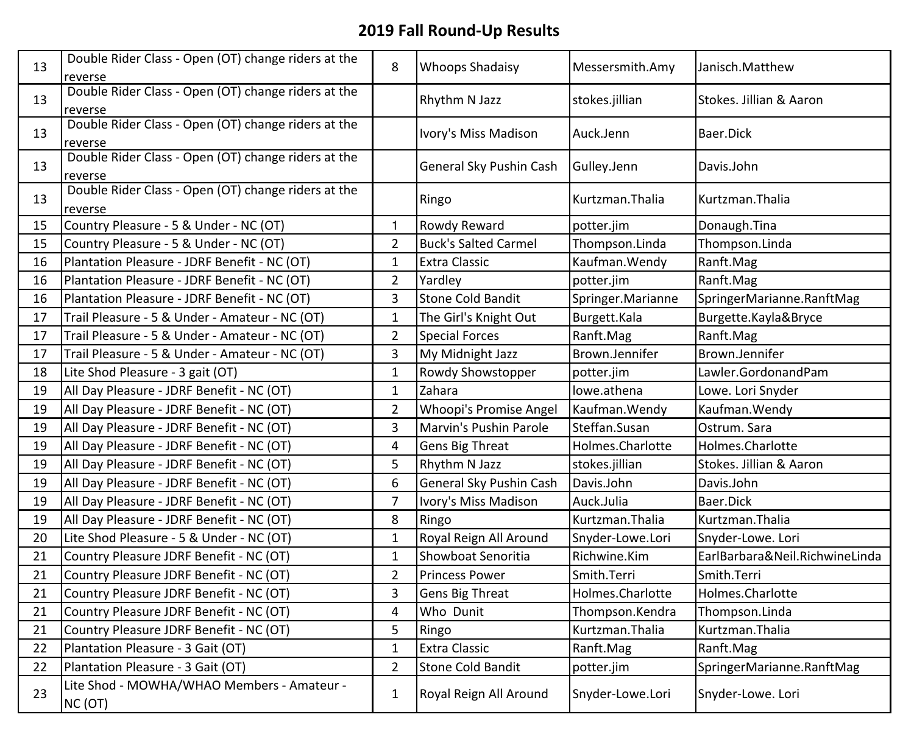# 2019 Fall Round-Up Results

| | | | | | |
|---|---|---|---|---|---|
| 13 | Double Rider Class - Open (OT) change riders at the reverse | 8 | Whoops Shadaisy | Messersmith.Amy | Janisch.Matthew |
| 13 | Double Rider Class - Open (OT) change riders at the reverse | | Rhythm N Jazz | stokes.jillian | Stokes. Jillian & Aaron |
| 13 | Double Rider Class - Open (OT) change riders at the reverse | | Ivory's Miss Madison | Auck.Jenn | Baer.Dick |
| 13 | Double Rider Class - Open (OT) change riders at the reverse | | General Sky Pushin Cash | Gulley.Jenn | Davis.John |
| 13 | Double Rider Class - Open (OT) change riders at the reverse | | Ringo | Kurtzman.Thalia | Kurtzman.Thalia |
| 15 | Country Pleasure - 5 & Under - NC (OT) | 1 | Rowdy Reward | potter.jim | Donaugh.Tina |
| 15 | Country Pleasure - 5 & Under - NC (OT) | 2 | Buck's Salted Carmel | Thompson.Linda | Thompson.Linda |
| 16 | Plantation Pleasure - JDRF Benefit - NC (OT) | 1 | Extra Classic | Kaufman.Wendy | Ranft.Mag |
| 16 | Plantation Pleasure - JDRF Benefit - NC (OT) | 2 | Yardley | potter.jim | Ranft.Mag |
| 16 | Plantation Pleasure - JDRF Benefit - NC (OT) | 3 | Stone Cold Bandit | Springer.Marianne | SpringerMarianne.RanftMag |
| 17 | Trail Pleasure - 5 & Under - Amateur - NC (OT) | 1 | The Girl's Knight Out | Burgett.Kala | Burgette.Kayla&Bryce |
| 17 | Trail Pleasure - 5 & Under - Amateur - NC (OT) | 2 | Special Forces | Ranft.Mag | Ranft.Mag |
| 17 | Trail Pleasure - 5 & Under - Amateur - NC (OT) | 3 | My Midnight Jazz | Brown.Jennifer | Brown.Jennifer |
| 18 | Lite Shod Pleasure - 3 gait (OT) | 1 | Rowdy Showstopper | potter.jim | Lawler.GordonandPam |
| 19 | All Day Pleasure - JDRF Benefit - NC (OT) | 1 | Zahara | lowe.athena | Lowe. Lori Snyder |
| 19 | All Day Pleasure - JDRF Benefit - NC (OT) | 2 | Whoopi's Promise Angel | Kaufman.Wendy | Kaufman.Wendy |
| 19 | All Day Pleasure - JDRF Benefit - NC (OT) | 3 | Marvin's Pushin Parole | Steffan.Susan | Ostrum. Sara |
| 19 | All Day Pleasure - JDRF Benefit - NC (OT) | 4 | Gens Big Threat | Holmes.Charlotte | Holmes.Charlotte |
| 19 | All Day Pleasure - JDRF Benefit - NC (OT) | 5 | Rhythm N Jazz | stokes.jillian | Stokes. Jillian & Aaron |
| 19 | All Day Pleasure - JDRF Benefit - NC (OT) | 6 | General Sky Pushin Cash | Davis.John | Davis.John |
| 19 | All Day Pleasure - JDRF Benefit - NC (OT) | 7 | Ivory's Miss Madison | Auck.Julia | Baer.Dick |
| 19 | All Day Pleasure - JDRF Benefit - NC (OT) | 8 | Ringo | Kurtzman.Thalia | Kurtzman.Thalia |
| 20 | Lite Shod Pleasure - 5 & Under - NC (OT) | 1 | Royal Reign All Around | Snyder-Lowe.Lori | Snyder-Lowe. Lori |
| 21 | Country Pleasure JDRF Benefit - NC (OT) | 1 | Showboat Senoritia | Richwine.Kim | EarlBarbara&Neil.RichwineLinda |
| 21 | Country Pleasure JDRF Benefit - NC (OT) | 2 | Princess Power | Smith.Terri | Smith.Terri |
| 21 | Country Pleasure JDRF Benefit - NC (OT) | 3 | Gens Big Threat | Holmes.Charlotte | Holmes.Charlotte |
| 21 | Country Pleasure JDRF Benefit - NC (OT) | 4 | Who Dunit | Thompson.Kendra | Thompson.Linda |
| 21 | Country Pleasure JDRF Benefit - NC (OT) | 5 | Ringo | Kurtzman.Thalia | Kurtzman.Thalia |
| 22 | Plantation Pleasure - 3 Gait (OT) | 1 | Extra Classic | Ranft.Mag | Ranft.Mag |
| 22 | Plantation Pleasure - 3 Gait (OT) | 2 | Stone Cold Bandit | potter.jim | SpringerMarianne.RanftMag |
| 23 | Lite Shod - MOWHA/WHAO Members - Amateur - NC (OT) | 1 | Royal Reign All Around | Snyder-Lowe.Lori | Snyder-Lowe. Lori |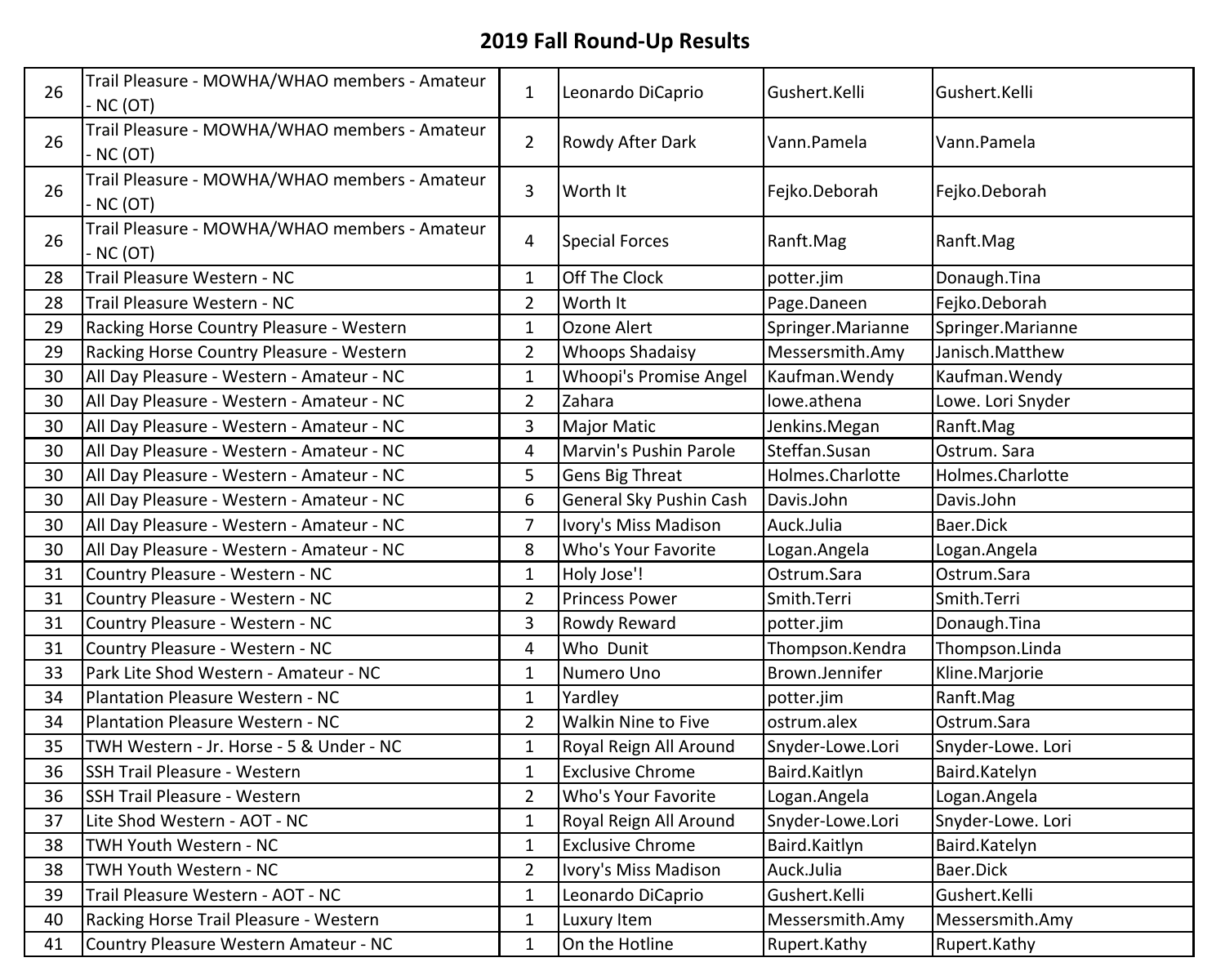# 2019 Fall Round-Up Results

| | | | | | |
|---|---|---|---|---|---|
| 26 | Trail Pleasure - MOWHA/WHAO members - Amateur - NC (OT) | 1 | Leonardo DiCaprio | Gushert.Kelli | Gushert.Kelli |
| 26 | Trail Pleasure - MOWHA/WHAO members - Amateur - NC (OT) | 2 | Rowdy After Dark | Vann.Pamela | Vann.Pamela |
| 26 | Trail Pleasure - MOWHA/WHAO members - Amateur - NC (OT) | 3 | Worth It | Fejko.Deborah | Fejko.Deborah |
| 26 | Trail Pleasure - MOWHA/WHAO members - Amateur - NC (OT) | 4 | Special Forces | Ranft.Mag | Ranft.Mag |
| 28 | Trail Pleasure Western - NC | 1 | Off The Clock | potter.jim | Donaugh.Tina |
| 28 | Trail Pleasure Western - NC | 2 | Worth It | Page.Daneen | Fejko.Deborah |
| 29 | Racking Horse Country Pleasure - Western | 1 | Ozone Alert | Springer.Marianne | Springer.Marianne |
| 29 | Racking Horse Country Pleasure - Western | 2 | Whoops Shadaisy | Messersmith.Amy | Janisch.Matthew |
| 30 | All Day Pleasure - Western - Amateur - NC | 1 | Whoopi's Promise Angel | Kaufman.Wendy | Kaufman.Wendy |
| 30 | All Day Pleasure - Western - Amateur - NC | 2 | Zahara | lowe.athena | Lowe. Lori Snyder |
| 30 | All Day Pleasure - Western - Amateur - NC | 3 | Major Matic | Jenkins.Megan | Ranft.Mag |
| 30 | All Day Pleasure - Western - Amateur - NC | 4 | Marvin's Pushin Parole | Steffan.Susan | Ostrum. Sara |
| 30 | All Day Pleasure - Western - Amateur - NC | 5 | Gens Big Threat | Holmes.Charlotte | Holmes.Charlotte |
| 30 | All Day Pleasure - Western - Amateur - NC | 6 | General Sky Pushin Cash | Davis.John | Davis.John |
| 30 | All Day Pleasure - Western - Amateur - NC | 7 | Ivory's Miss Madison | Auck.Julia | Baer.Dick |
| 30 | All Day Pleasure - Western - Amateur - NC | 8 | Who's Your Favorite | Logan.Angela | Logan.Angela |
| 31 | Country Pleasure - Western - NC | 1 | Holy Jose'! | Ostrum.Sara | Ostrum.Sara |
| 31 | Country Pleasure - Western - NC | 2 | Princess Power | Smith.Terri | Smith.Terri |
| 31 | Country Pleasure - Western - NC | 3 | Rowdy Reward | potter.jim | Donaugh.Tina |
| 31 | Country Pleasure - Western - NC | 4 | Who Dunit | Thompson.Kendra | Thompson.Linda |
| 33 | Park Lite Shod Western - Amateur - NC | 1 | Numero Uno | Brown.Jennifer | Kline.Marjorie |
| 34 | Plantation Pleasure Western - NC | 1 | Yardley | potter.jim | Ranft.Mag |
| 34 | Plantation Pleasure Western - NC | 2 | Walkin Nine to Five | ostrum.alex | Ostrum.Sara |
| 35 | TWH Western - Jr. Horse - 5 & Under - NC | 1 | Royal Reign All Around | Snyder-Lowe.Lori | Snyder-Lowe. Lori |
| 36 | SSH Trail Pleasure - Western | 1 | Exclusive Chrome | Baird.Kaitlyn | Baird.Katelyn |
| 36 | SSH Trail Pleasure - Western | 2 | Who's Your Favorite | Logan.Angela | Logan.Angela |
| 37 | Lite Shod Western - AOT - NC | 1 | Royal Reign All Around | Snyder-Lowe.Lori | Snyder-Lowe. Lori |
| 38 | TWH Youth Western - NC | 1 | Exclusive Chrome | Baird.Kaitlyn | Baird.Katelyn |
| 38 | TWH Youth Western - NC | 2 | Ivory's Miss Madison | Auck.Julia | Baer.Dick |
| 39 | Trail Pleasure Western - AOT - NC | 1 | Leonardo DiCaprio | Gushert.Kelli | Gushert.Kelli |
| 40 | Racking Horse Trail Pleasure - Western | 1 | Luxury Item | Messersmith.Amy | Messersmith.Amy |
| 41 | Country Pleasure Western Amateur - NC | 1 | On the Hotline | Rupert.Kathy | Rupert.Kathy |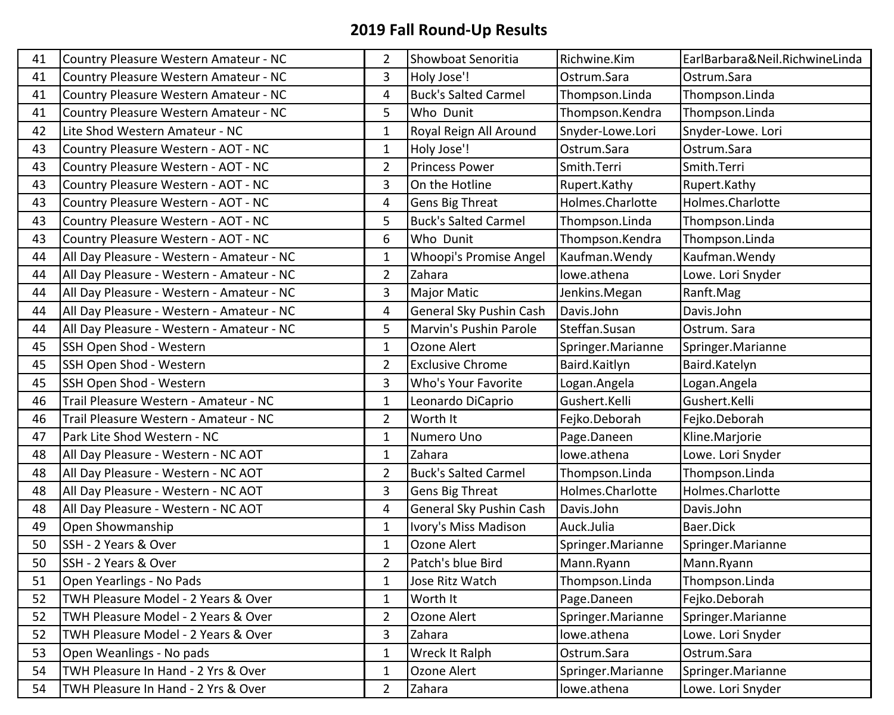# 2019 Fall Round-Up Results

| | | | | | |
|---|---|---|---|---|---|
| 41 | Country Pleasure Western Amateur - NC | 2 | Showboat Senoritia | Richwine.Kim | EarlBarbara&Neil.RichwineLinda |
| 41 | Country Pleasure Western Amateur - NC | 3 | Holy Jose'! | Ostrum.Sara | Ostrum.Sara |
| 41 | Country Pleasure Western Amateur - NC | 4 | Buck's Salted Carmel | Thompson.Linda | Thompson.Linda |
| 41 | Country Pleasure Western Amateur - NC | 5 | Who  Dunit | Thompson.Kendra | Thompson.Linda |
| 42 | Lite Shod Western Amateur - NC | 1 | Royal Reign All Around | Snyder-Lowe.Lori | Snyder-Lowe. Lori |
| 43 | Country Pleasure Western - AOT - NC | 1 | Holy Jose'! | Ostrum.Sara | Ostrum.Sara |
| 43 | Country Pleasure Western - AOT - NC | 2 | Princess Power | Smith.Terri | Smith.Terri |
| 43 | Country Pleasure Western - AOT - NC | 3 | On the Hotline | Rupert.Kathy | Rupert.Kathy |
| 43 | Country Pleasure Western - AOT - NC | 4 | Gens Big Threat | Holmes.Charlotte | Holmes.Charlotte |
| 43 | Country Pleasure Western - AOT - NC | 5 | Buck's Salted Carmel | Thompson.Linda | Thompson.Linda |
| 43 | Country Pleasure Western - AOT - NC | 6 | Who  Dunit | Thompson.Kendra | Thompson.Linda |
| 44 | All Day Pleasure - Western - Amateur - NC | 1 | Whoopi's Promise Angel | Kaufman.Wendy | Kaufman.Wendy |
| 44 | All Day Pleasure - Western - Amateur - NC | 2 | Zahara | lowe.athena | Lowe. Lori Snyder |
| 44 | All Day Pleasure - Western - Amateur - NC | 3 | Major Matic | Jenkins.Megan | Ranft.Mag |
| 44 | All Day Pleasure - Western - Amateur - NC | 4 | General Sky Pushin Cash | Davis.John | Davis.John |
| 44 | All Day Pleasure - Western - Amateur - NC | 5 | Marvin's Pushin Parole | Steffan.Susan | Ostrum. Sara |
| 45 | SSH Open Shod - Western | 1 | Ozone Alert | Springer.Marianne | Springer.Marianne |
| 45 | SSH Open Shod - Western | 2 | Exclusive Chrome | Baird.Kaitlyn | Baird.Katelyn |
| 45 | SSH Open Shod - Western | 3 | Who's Your Favorite | Logan.Angela | Logan.Angela |
| 46 | Trail Pleasure Western - Amateur - NC | 1 | Leonardo DiCaprio | Gushert.Kelli | Gushert.Kelli |
| 46 | Trail Pleasure Western - Amateur - NC | 2 | Worth It | Fejko.Deborah | Fejko.Deborah |
| 47 | Park Lite Shod Western - NC | 1 | Numero Uno | Page.Daneen | Kline.Marjorie |
| 48 | All Day Pleasure - Western - NC AOT | 1 | Zahara | lowe.athena | Lowe. Lori Snyder |
| 48 | All Day Pleasure - Western - NC AOT | 2 | Buck's Salted Carmel | Thompson.Linda | Thompson.Linda |
| 48 | All Day Pleasure - Western - NC AOT | 3 | Gens Big Threat | Holmes.Charlotte | Holmes.Charlotte |
| 48 | All Day Pleasure - Western - NC AOT | 4 | General Sky Pushin Cash | Davis.John | Davis.John |
| 49 | Open Showmanship | 1 | Ivory's Miss Madison | Auck.Julia | Baer.Dick |
| 50 | SSH - 2 Years & Over | 1 | Ozone Alert | Springer.Marianne | Springer.Marianne |
| 50 | SSH - 2 Years & Over | 2 | Patch's blue Bird | Mann.Ryann | Mann.Ryann |
| 51 | Open Yearlings - No Pads | 1 | Jose Ritz Watch | Thompson.Linda | Thompson.Linda |
| 52 | TWH Pleasure Model - 2 Years & Over | 1 | Worth It | Page.Daneen | Fejko.Deborah |
| 52 | TWH Pleasure Model - 2 Years & Over | 2 | Ozone Alert | Springer.Marianne | Springer.Marianne |
| 52 | TWH Pleasure Model - 2 Years & Over | 3 | Zahara | lowe.athena | Lowe. Lori Snyder |
| 53 | Open Weanlings - No pads | 1 | Wreck It Ralph | Ostrum.Sara | Ostrum.Sara |
| 54 | TWH Pleasure In Hand - 2 Yrs & Over | 1 | Ozone Alert | Springer.Marianne | Springer.Marianne |
| 54 | TWH Pleasure In Hand - 2 Yrs & Over | 2 | Zahara | lowe.athena | Lowe. Lori Snyder |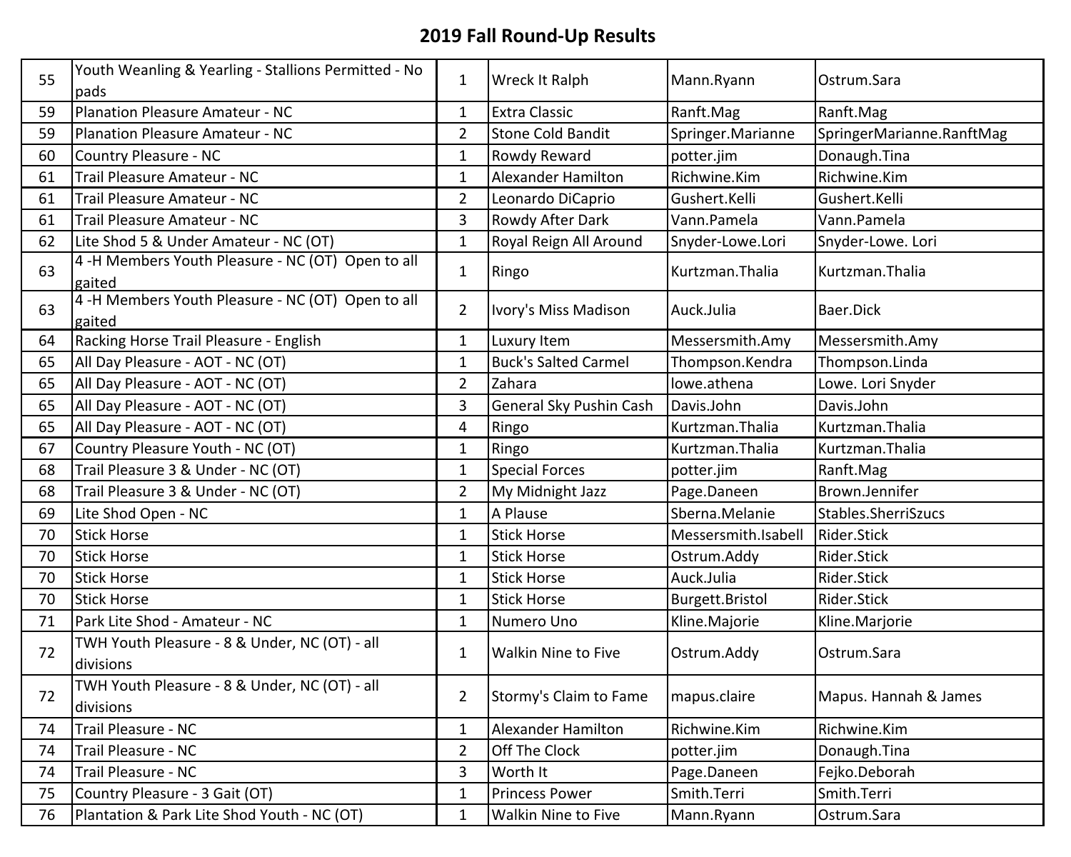# 2019 Fall Round-Up Results

| | | | | | |
|---|---|---|---|---|---|
| 55 | Youth Weanling & Yearling - Stallions Permitted - No pads | 1 | Wreck It Ralph | Mann.Ryann | Ostrum.Sara |
| 59 | Planation Pleasure Amateur - NC | 1 | Extra Classic | Ranft.Mag | Ranft.Mag |
| 59 | Planation Pleasure Amateur - NC | 2 | Stone Cold Bandit | Springer.Marianne | SpringerMarianne.RanftMag |
| 60 | Country Pleasure - NC | 1 | Rowdy Reward | potter.jim | Donaugh.Tina |
| 61 | Trail Pleasure Amateur - NC | 1 | Alexander Hamilton | Richwine.Kim | Richwine.Kim |
| 61 | Trail Pleasure Amateur - NC | 2 | Leonardo DiCaprio | Gushert.Kelli | Gushert.Kelli |
| 61 | Trail Pleasure Amateur - NC | 3 | Rowdy After Dark | Vann.Pamela | Vann.Pamela |
| 62 | Lite Shod 5 & Under Amateur - NC (OT) | 1 | Royal Reign All Around | Snyder-Lowe.Lori | Snyder-Lowe. Lori |
| 63 | 4 -H Members Youth Pleasure - NC (OT) Open to all gaited | 1 | Ringo | Kurtzman.Thalia | Kurtzman.Thalia |
| 63 | 4 -H Members Youth Pleasure - NC (OT) Open to all gaited | 2 | Ivory's Miss Madison | Auck.Julia | Baer.Dick |
| 64 | Racking Horse Trail Pleasure - English | 1 | Luxury Item | Messersmith.Amy | Messersmith.Amy |
| 65 | All Day Pleasure - AOT - NC (OT) | 1 | Buck's Salted Carmel | Thompson.Kendra | Thompson.Linda |
| 65 | All Day Pleasure - AOT - NC (OT) | 2 | Zahara | lowe.athena | Lowe. Lori Snyder |
| 65 | All Day Pleasure - AOT - NC (OT) | 3 | General Sky Pushin Cash | Davis.John | Davis.John |
| 65 | All Day Pleasure - AOT - NC (OT) | 4 | Ringo | Kurtzman.Thalia | Kurtzman.Thalia |
| 67 | Country Pleasure Youth - NC (OT) | 1 | Ringo | Kurtzman.Thalia | Kurtzman.Thalia |
| 68 | Trail Pleasure 3 & Under - NC (OT) | 1 | Special Forces | potter.jim | Ranft.Mag |
| 68 | Trail Pleasure 3 & Under - NC (OT) | 2 | My Midnight Jazz | Page.Daneen | Brown.Jennifer |
| 69 | Lite Shod Open - NC | 1 | A Plause | Sberna.Melanie | Stables.SherriSzucs |
| 70 | Stick Horse | 1 | Stick Horse | Messersmith.Isabell | Rider.Stick |
| 70 | Stick Horse | 1 | Stick Horse | Ostrum.Addy | Rider.Stick |
| 70 | Stick Horse | 1 | Stick Horse | Auck.Julia | Rider.Stick |
| 70 | Stick Horse | 1 | Stick Horse | Burgett.Bristol | Rider.Stick |
| 71 | Park Lite Shod - Amateur - NC | 1 | Numero Uno | Kline.Majorie | Kline.Marjorie |
| 72 | TWH Youth Pleasure - 8 & Under, NC (OT) - all divisions | 1 | Walkin Nine to Five | Ostrum.Addy | Ostrum.Sara |
| 72 | TWH Youth Pleasure - 8 & Under, NC (OT) - all divisions | 2 | Stormy's Claim to Fame | mapus.claire | Mapus. Hannah & James |
| 74 | Trail Pleasure - NC | 1 | Alexander Hamilton | Richwine.Kim | Richwine.Kim |
| 74 | Trail Pleasure - NC | 2 | Off The Clock | potter.jim | Donaugh.Tina |
| 74 | Trail Pleasure - NC | 3 | Worth It | Page.Daneen | Fejko.Deborah |
| 75 | Country Pleasure - 3 Gait (OT) | 1 | Princess Power | Smith.Terri | Smith.Terri |
| 76 | Plantation & Park Lite Shod Youth - NC (OT) | 1 | Walkin Nine to Five | Mann.Ryann | Ostrum.Sara |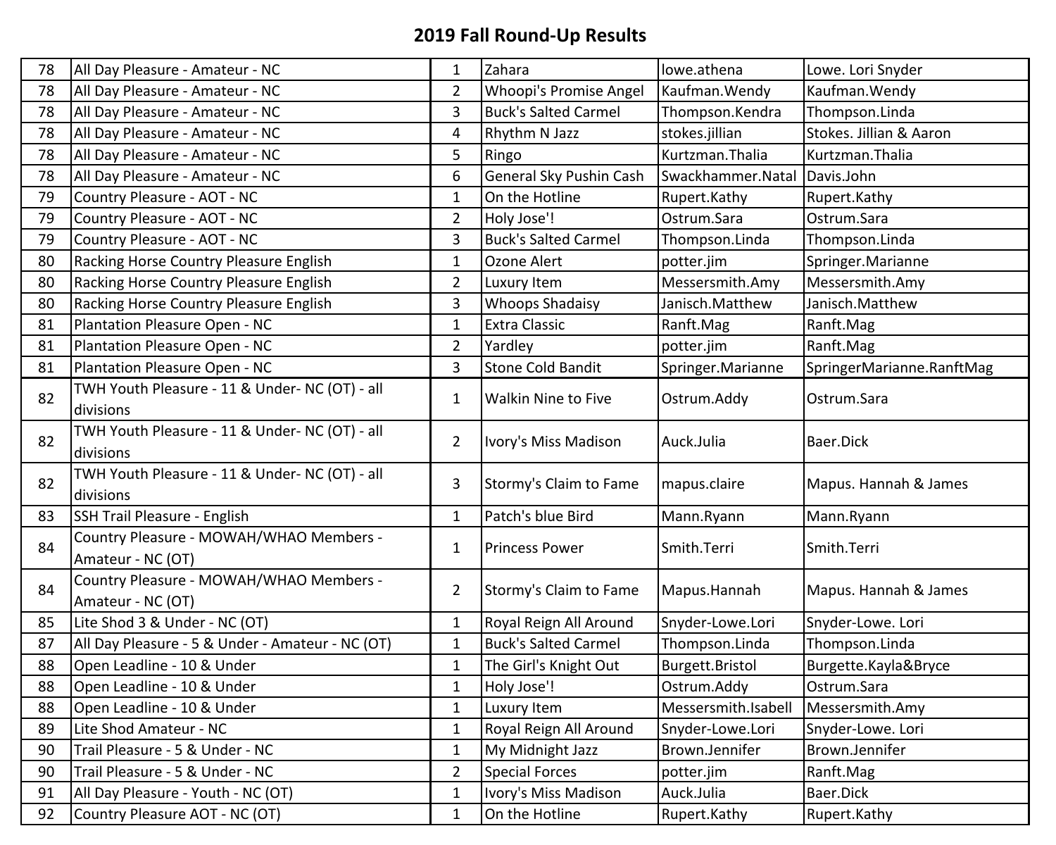# 2019 Fall Round-Up Results

| | | | | | |
|---|---|---|---|---|---|
| 78 | All Day Pleasure - Amateur - NC | 1 | Zahara | lowe.athena | Lowe. Lori Snyder |
| 78 | All Day Pleasure - Amateur - NC | 2 | Whoopi's Promise Angel | Kaufman.Wendy | Kaufman.Wendy |
| 78 | All Day Pleasure - Amateur - NC | 3 | Buck's Salted Carmel | Thompson.Kendra | Thompson.Linda |
| 78 | All Day Pleasure - Amateur - NC | 4 | Rhythm N Jazz | stokes.jillian | Stokes. Jillian & Aaron |
| 78 | All Day Pleasure - Amateur - NC | 5 | Ringo | Kurtzman.Thalia | Kurtzman.Thalia |
| 78 | All Day Pleasure - Amateur - NC | 6 | General Sky Pushin Cash | Swackhammer.Natal | Davis.John |
| 79 | Country Pleasure - AOT - NC | 1 | On the Hotline | Rupert.Kathy | Rupert.Kathy |
| 79 | Country Pleasure - AOT - NC | 2 | Holy Jose'! | Ostrum.Sara | Ostrum.Sara |
| 79 | Country Pleasure - AOT - NC | 3 | Buck's Salted Carmel | Thompson.Linda | Thompson.Linda |
| 80 | Racking Horse Country Pleasure English | 1 | Ozone Alert | potter.jim | Springer.Marianne |
| 80 | Racking Horse Country Pleasure English | 2 | Luxury Item | Messersmith.Amy | Messersmith.Amy |
| 80 | Racking Horse Country Pleasure English | 3 | Whoops Shadaisy | Janisch.Matthew | Janisch.Matthew |
| 81 | Plantation Pleasure Open - NC | 1 | Extra Classic | Ranft.Mag | Ranft.Mag |
| 81 | Plantation Pleasure Open - NC | 2 | Yardley | potter.jim | Ranft.Mag |
| 81 | Plantation Pleasure Open - NC | 3 | Stone Cold Bandit | Springer.Marianne | SpringerMarianne.RanftMag |
| 82 | TWH Youth Pleasure - 11 & Under- NC (OT) - all divisions | 1 | Walkin Nine to Five | Ostrum.Addy | Ostrum.Sara |
| 82 | TWH Youth Pleasure - 11 & Under- NC (OT) - all divisions | 2 | Ivory's Miss Madison | Auck.Julia | Baer.Dick |
| 82 | TWH Youth Pleasure - 11 & Under- NC (OT) - all divisions | 3 | Stormy's Claim to Fame | mapus.claire | Mapus. Hannah & James |
| 83 | SSH Trail Pleasure - English | 1 | Patch's blue Bird | Mann.Ryann | Mann.Ryann |
| 84 | Country Pleasure - MOWAH/WHAO Members - Amateur - NC (OT) | 1 | Princess Power | Smith.Terri | Smith.Terri |
| 84 | Country Pleasure - MOWAH/WHAO Members - Amateur - NC (OT) | 2 | Stormy's Claim to Fame | Mapus.Hannah | Mapus. Hannah & James |
| 85 | Lite Shod 3 & Under - NC (OT) | 1 | Royal Reign All Around | Snyder-Lowe.Lori | Snyder-Lowe. Lori |
| 87 | All Day Pleasure - 5 & Under - Amateur - NC (OT) | 1 | Buck's Salted Carmel | Thompson.Linda | Thompson.Linda |
| 88 | Open Leadline - 10 & Under | 1 | The Girl's Knight Out | Burgett.Bristol | Burgette.Kayla&Bryce |
| 88 | Open Leadline - 10 & Under | 1 | Holy Jose'! | Ostrum.Addy | Ostrum.Sara |
| 88 | Open Leadline - 10 & Under | 1 | Luxury Item | Messersmith.Isabell | Messersmith.Amy |
| 89 | Lite Shod Amateur - NC | 1 | Royal Reign All Around | Snyder-Lowe.Lori | Snyder-Lowe. Lori |
| 90 | Trail Pleasure - 5 & Under - NC | 1 | My Midnight Jazz | Brown.Jennifer | Brown.Jennifer |
| 90 | Trail Pleasure - 5 & Under - NC | 2 | Special Forces | potter.jim | Ranft.Mag |
| 91 | All Day Pleasure - Youth - NC (OT) | 1 | Ivory's Miss Madison | Auck.Julia | Baer.Dick |
| 92 | Country Pleasure AOT - NC (OT) | 1 | On the Hotline | Rupert.Kathy | Rupert.Kathy |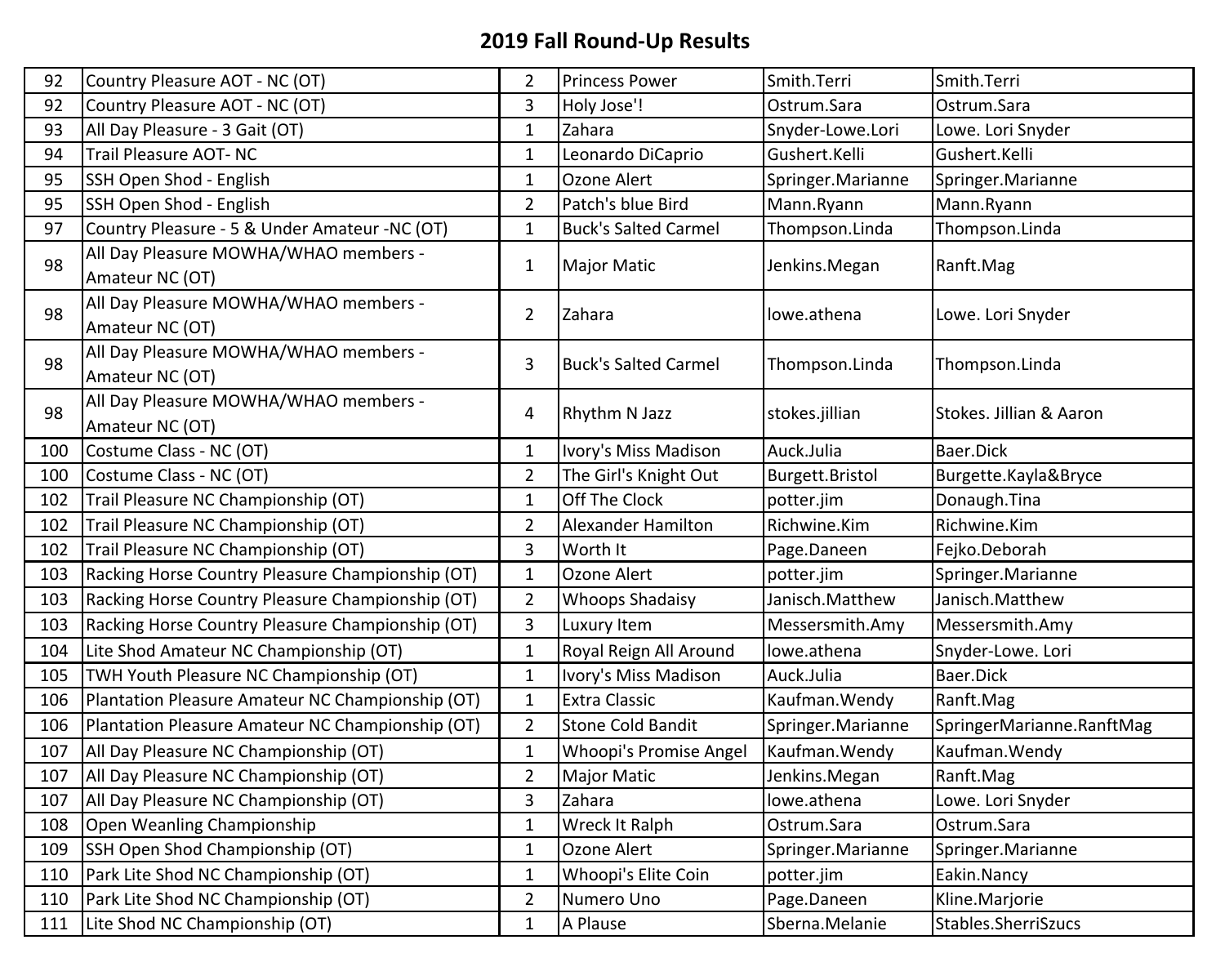# 2019 Fall Round-Up Results

| | | | | | |
|---|---|---|---|---|---|
| 92 | Country Pleasure AOT - NC (OT) | 2 | Princess Power | Smith.Terri | Smith.Terri |
| 92 | Country Pleasure AOT - NC (OT) | 3 | Holy Jose'! | Ostrum.Sara | Ostrum.Sara |
| 93 | All Day Pleasure - 3 Gait (OT) | 1 | Zahara | Snyder-Lowe.Lori | Lowe. Lori Snyder |
| 94 | Trail Pleasure AOT- NC | 1 | Leonardo DiCaprio | Gushert.Kelli | Gushert.Kelli |
| 95 | SSH Open Shod - English | 1 | Ozone Alert | Springer.Marianne | Springer.Marianne |
| 95 | SSH Open Shod - English | 2 | Patch's blue Bird | Mann.Ryann | Mann.Ryann |
| 97 | Country Pleasure - 5 & Under Amateur -NC (OT) | 1 | Buck's Salted Carmel | Thompson.Linda | Thompson.Linda |
| 98 | All Day Pleasure MOWHA/WHAO members - Amateur NC (OT) | 1 | Major Matic | Jenkins.Megan | Ranft.Mag |
| 98 | All Day Pleasure MOWHA/WHAO members - Amateur NC (OT) | 2 | Zahara | lowe.athena | Lowe. Lori Snyder |
| 98 | All Day Pleasure MOWHA/WHAO members - Amateur NC (OT) | 3 | Buck's Salted Carmel | Thompson.Linda | Thompson.Linda |
| 98 | All Day Pleasure MOWHA/WHAO members - Amateur NC (OT) | 4 | Rhythm N Jazz | stokes.jillian | Stokes. Jillian & Aaron |
| 100 | Costume Class - NC (OT) | 1 | Ivory's Miss Madison | Auck.Julia | Baer.Dick |
| 100 | Costume Class - NC (OT) | 2 | The Girl's Knight Out | Burgett.Bristol | Burgette.Kayla&Bryce |
| 102 | Trail Pleasure NC Championship (OT) | 1 | Off The Clock | potter.jim | Donaugh.Tina |
| 102 | Trail Pleasure NC Championship (OT) | 2 | Alexander Hamilton | Richwine.Kim | Richwine.Kim |
| 102 | Trail Pleasure NC Championship (OT) | 3 | Worth It | Page.Daneen | Fejko.Deborah |
| 103 | Racking Horse Country Pleasure Championship (OT) | 1 | Ozone Alert | potter.jim | Springer.Marianne |
| 103 | Racking Horse Country Pleasure Championship (OT) | 2 | Whoops Shadaisy | Janisch.Matthew | Janisch.Matthew |
| 103 | Racking Horse Country Pleasure Championship (OT) | 3 | Luxury Item | Messersmith.Amy | Messersmith.Amy |
| 104 | Lite Shod Amateur NC Championship (OT) | 1 | Royal Reign All Around | lowe.athena | Snyder-Lowe. Lori |
| 105 | TWH Youth Pleasure NC Championship (OT) | 1 | Ivory's Miss Madison | Auck.Julia | Baer.Dick |
| 106 | Plantation Pleasure Amateur NC Championship (OT) | 1 | Extra Classic | Kaufman.Wendy | Ranft.Mag |
| 106 | Plantation Pleasure Amateur NC Championship (OT) | 2 | Stone Cold Bandit | Springer.Marianne | SpringerMarianne.RanftMag |
| 107 | All Day Pleasure NC Championship (OT) | 1 | Whoopi's Promise Angel | Kaufman.Wendy | Kaufman.Wendy |
| 107 | All Day Pleasure NC Championship (OT) | 2 | Major Matic | Jenkins.Megan | Ranft.Mag |
| 107 | All Day Pleasure NC Championship (OT) | 3 | Zahara | lowe.athena | Lowe. Lori Snyder |
| 108 | Open Weanling Championship | 1 | Wreck It Ralph | Ostrum.Sara | Ostrum.Sara |
| 109 | SSH Open Shod Championship (OT) | 1 | Ozone Alert | Springer.Marianne | Springer.Marianne |
| 110 | Park Lite Shod NC Championship (OT) | 1 | Whoopi's Elite Coin | potter.jim | Eakin.Nancy |
| 110 | Park Lite Shod NC Championship (OT) | 2 | Numero Uno | Page.Daneen | Kline.Marjorie |
| 111 | Lite Shod NC Championship (OT) | 1 | A Plause | Sberna.Melanie | Stables.SherriSzucs |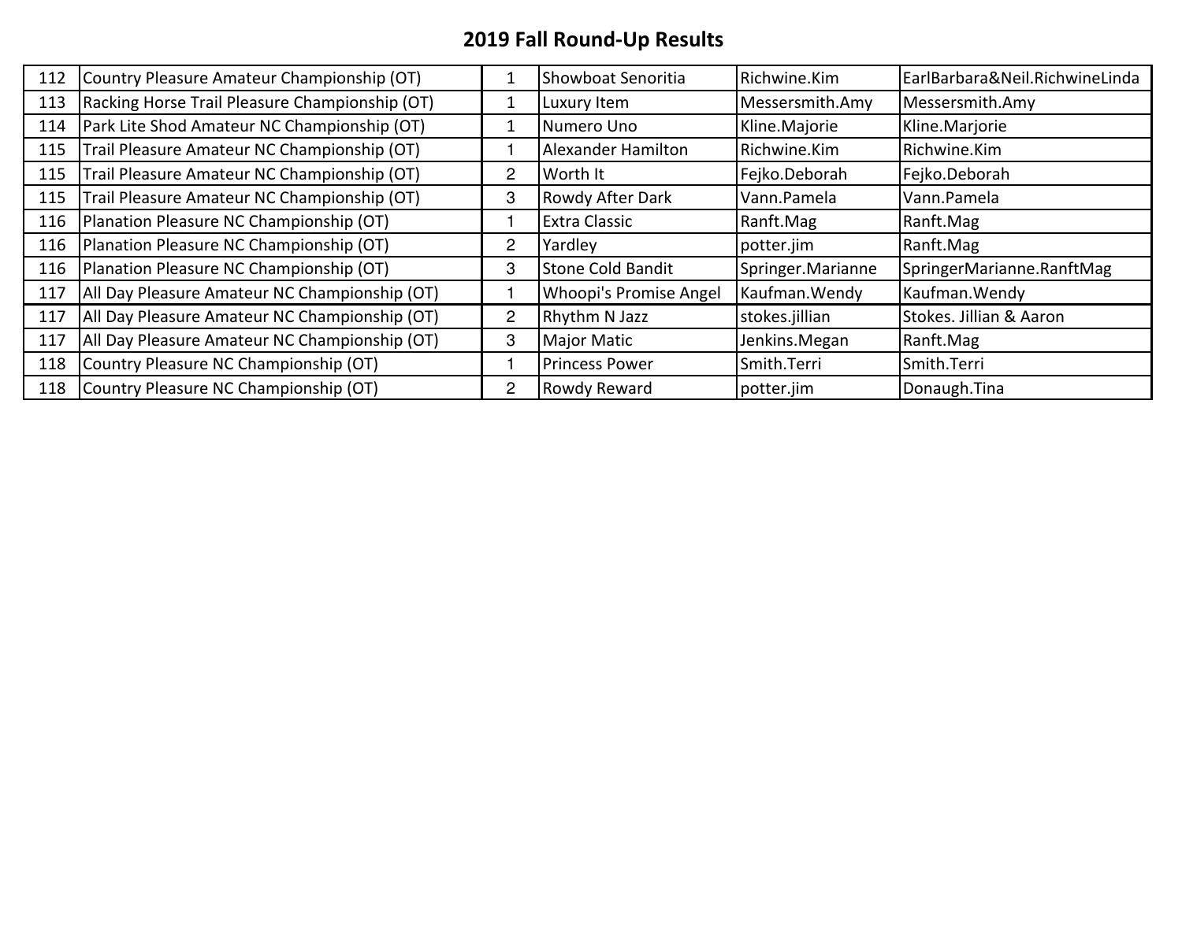## 2019 Fall Round-Up Results

| | | | | | |
|---|---|---|---|---|---|
| 112 | Country Pleasure Amateur Championship (OT) | 1 | Showboat Senoritia | Richwine.Kim | EarlBarbara&Neil.RichwineLinda |
| 113 | Racking Horse Trail Pleasure Championship (OT) | 1 | Luxury Item | Messersmith.Amy | Messersmith.Amy |
| 114 | Park Lite Shod Amateur NC Championship (OT) | 1 | Numero Uno | Kline.Majorie | Kline.Marjorie |
| 115 | Trail Pleasure Amateur NC Championship (OT) | 1 | Alexander Hamilton | Richwine.Kim | Richwine.Kim |
| 115 | Trail Pleasure Amateur NC Championship (OT) | 2 | Worth It | Fejko.Deborah | Fejko.Deborah |
| 115 | Trail Pleasure Amateur NC Championship (OT) | 3 | Rowdy After Dark | Vann.Pamela | Vann.Pamela |
| 116 | Planation Pleasure NC Championship (OT) | 1 | Extra Classic | Ranft.Mag | Ranft.Mag |
| 116 | Planation Pleasure NC Championship (OT) | 2 | Yardley | potter.jim | Ranft.Mag |
| 116 | Planation Pleasure NC Championship (OT) | 3 | Stone Cold Bandit | Springer.Marianne | SpringerMarianne.RanftMag |
| 117 | All Day Pleasure Amateur NC Championship (OT) | 1 | Whoopi's Promise Angel | Kaufman.Wendy | Kaufman.Wendy |
| 117 | All Day Pleasure Amateur NC Championship (OT) | 2 | Rhythm N Jazz | stokes.jillian | Stokes. Jillian & Aaron |
| 117 | All Day Pleasure Amateur NC Championship (OT) | 3 | Major Matic | Jenkins.Megan | Ranft.Mag |
| 118 | Country Pleasure NC Championship (OT) | 1 | Princess Power | Smith.Terri | Smith.Terri |
| 118 | Country Pleasure NC Championship (OT) | 2 | Rowdy Reward | potter.jim | Donaugh.Tina |